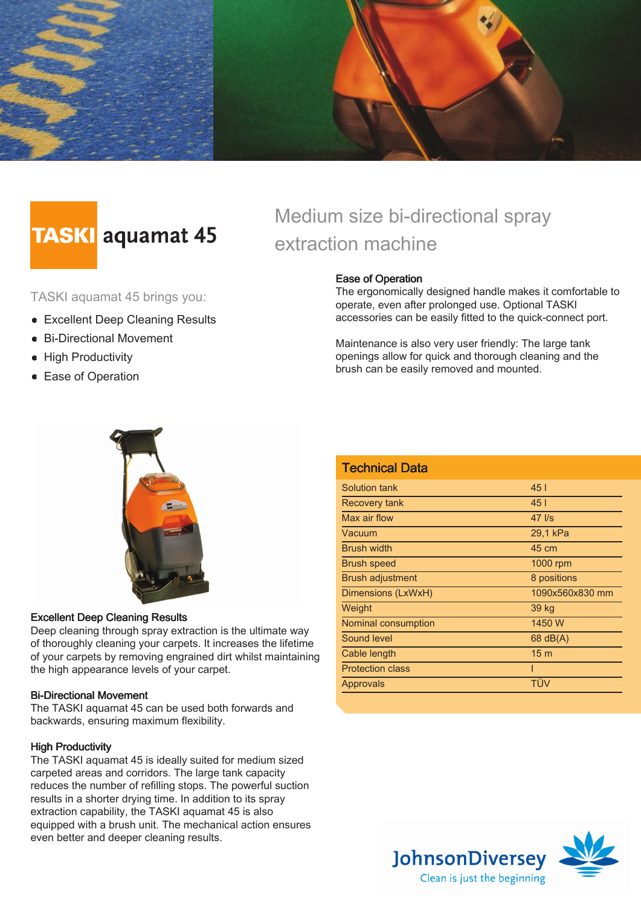# TASKI aquamat 45

## Medium size bi-directional spray extraction machine

TASKI aquamat 45 brings you:

- Excellent Deep Cleaning Results
- Bi-Directional Movement
- High Productivity
- Ease of Operation

### Excellent Deep Cleaning Results

Deep cleaning through spray extraction is the ultimate way of thoroughly cleaning your carpets. It increases the lifetime of your carpets by removing engrained dirt whilst maintaining the high appearance levels of your carpet.

### Bi-Directional Movement

The TASKI aquamat 45 can be used both forwards and backwards, ensuring maximum flexibility.

### High Productivity

The TASKI aquamat 45 is ideally suited for medium sized carpeted areas and corridors. The large tank capacity reduces the number of refilling stops. The powerful suction results in a shorter drying time. In addition to its spray extraction capability, the TASKI aquamat 45 is also equipped with a brush unit. The mechanical action ensures even better and deeper cleaning results.

### Ease of Operation

The ergonomically designed handle makes it comfortable to operate, even after prolonged use. Optional TASKI accessories can be easily fitted to the quick-connect port.

Maintenance is also very user friendly: The large tank openings allow for quick and thorough cleaning and the brush can be easily removed and mounted.

### Technical Data

| | |
|---|---|
| Solution tank | 45 l |
| Recovery tank | 45 l |
| Max air flow | 47 l/s |
| Vacuum | 29,1 kPa |
| Brush width | 45 cm |
| Brush speed | 1000 rpm |
| Brush adjustment | 8 positions |
| Dimensions (LxWxH) | 1090x560x830 mm |
| Weight | 39 kg |
| Nominal consumption | 1450 W |
| Sound level | 68 dB(A) |
| Cable length | 15 m |
| Protection class | I |
| Approvals | TÜV |

JohnsonDiversey
Clean is just the beginning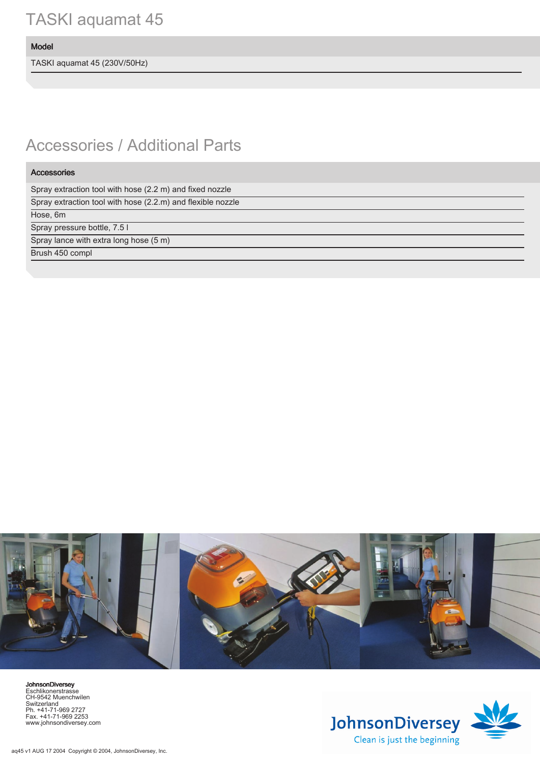# TASKI aquamat 45

| Model |
| --- |
| TASKI aquamat 45 (230V/50Hz) |

## Accessories / Additional Parts

| Accessories |
| --- |
| Spray extraction tool with hose (2.2 m) and fixed nozzle |
| Spray extraction tool with hose (2.2.m) and flexible nozzle |
| Hose, 6m |
| Spray pressure bottle, 7.5 l |
| Spray lance with extra long hose (5 m) |
| Brush 450 compl |

**JohnsonDiversey**
Eschlikonerstrasse
CH-9542 Muenchwilen
Switzerland
Ph. +41-71-969 2727
Fax. +41-71-969 2253
www.johnsondiversey.com

JohnsonDiversey
Clean is just the beginning

aq45 v1 AUG 17 2004 Copyright © 2004, JohnsonDiversey, Inc.